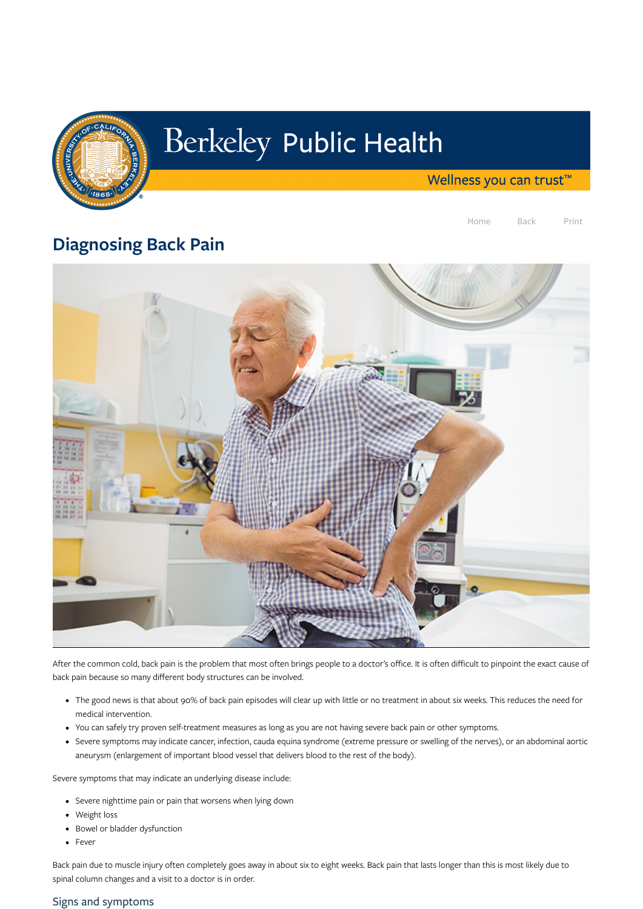# Diagnosing Back Pain

After the common cold, back pain is the problem that most often brings people to a doctor's office. It is often difficult to pinpoint the exact cause of back pain because so many different body structures can be involved.

- The good news is that about 90% of back pain episodes will clear up with little or no treatment in about six weeks. This reduces the need for medical intervention.
- You can safely try proven self-treatment measures as long as you are not having severe back pain or other symptoms.
- Severe symptoms may indicate cancer, infection, cauda equina syndrome (extreme pressure or swelling of the nerves), or an abdominal aortic aneurysm (enlargement of important blood vessel that delivers blood to the rest of the body).

Severe symptoms that may indicate an underlying disease include:

- Severe nighttime pain or pain that worsens when lying down
- Weight loss
- Bowel or bladder dysfunction
- Fever

Back pain due to muscle injury often completely goes away in about six to eight weeks. Back pain that lasts longer than this is most likely due to spinal column changes and a visit to a doctor is in order.

## Signs and symptoms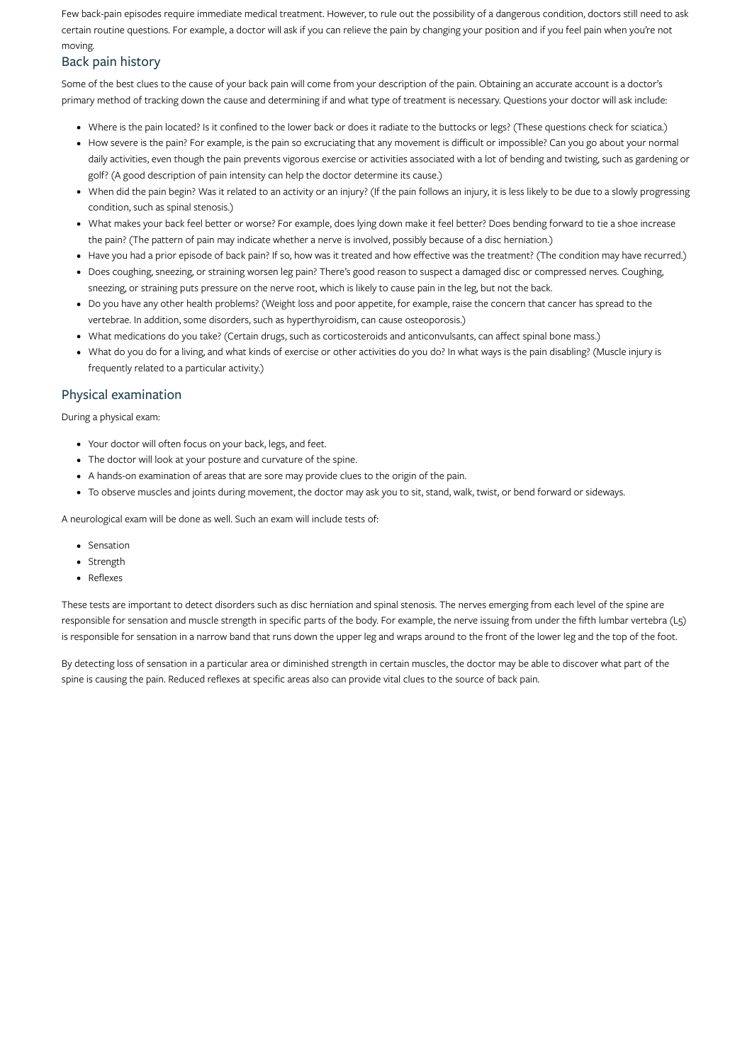Few back-pain episodes require immediate medical treatment. However, to rule out the possibility of a dangerous condition, doctors still need to ask certain routine questions. For example, a doctor will ask if you can relieve the pain by changing your position and if you feel pain when you're not moving.

## Back pain history

Some of the best clues to the cause of your back pain will come from your description of the pain. Obtaining an accurate account is a doctor's primary method of tracking down the cause and determining if and what type of treatment is necessary. Questions your doctor will ask include:

- Where is the pain located? Is it confined to the lower back or does it radiate to the buttocks or legs? (These questions check for sciatica.)
- How severe is the pain? For example, is the pain so excruciating that any movement is difficult or impossible? Can you go about your normal daily activities, even though the pain prevents vigorous exercise or activities associated with a lot of bending and twisting, such as gardening or golf? (A good description of pain intensity can help the doctor determine its cause.)
- When did the pain begin? Was it related to an activity or an injury? (If the pain follows an injury, it is less likely to be due to a slowly progressing condition, such as spinal stenosis.)
- What makes your back feel better or worse? For example, does lying down make it feel better? Does bending forward to tie a shoe increase the pain? (The pattern of pain may indicate whether a nerve is involved, possibly because of a disc herniation.)
- Have you had a prior episode of back pain? If so, how was it treated and how effective was the treatment? (The condition may have recurred.)
- Does coughing, sneezing, or straining worsen leg pain? There's good reason to suspect a damaged disc or compressed nerves. Coughing, sneezing, or straining puts pressure on the nerve root, which is likely to cause pain in the leg, but not the back.
- Do you have any other health problems? (Weight loss and poor appetite, for example, raise the concern that cancer has spread to the vertebrae. In addition, some disorders, such as hyperthyroidism, can cause osteoporosis.)
- What medications do you take? (Certain drugs, such as corticosteroids and anticonvulsants, can affect spinal bone mass.)
- What do you do for a living, and what kinds of exercise or other activities do you do? In what ways is the pain disabling? (Muscle injury is frequently related to a particular activity.)

## Physical examination

During a physical exam:

- Your doctor will often focus on your back, legs, and feet.
- The doctor will look at your posture and curvature of the spine.
- A hands-on examination of areas that are sore may provide clues to the origin of the pain.
- To observe muscles and joints during movement, the doctor may ask you to sit, stand, walk, twist, or bend forward or sideways.

A neurological exam will be done as well. Such an exam will include tests of:

- Sensation
- Strength
- Reflexes

These tests are important to detect disorders such as disc herniation and spinal stenosis. The nerves emerging from each level of the spine are responsible for sensation and muscle strength in specific parts of the body. For example, the nerve issuing from under the fifth lumbar vertebra (L5) is responsible for sensation in a narrow band that runs down the upper leg and wraps around to the front of the lower leg and the top of the foot.

By detecting loss of sensation in a particular area or diminished strength in certain muscles, the doctor may be able to discover what part of the spine is causing the pain. Reduced reflexes at specific areas also can provide vital clues to the source of back pain.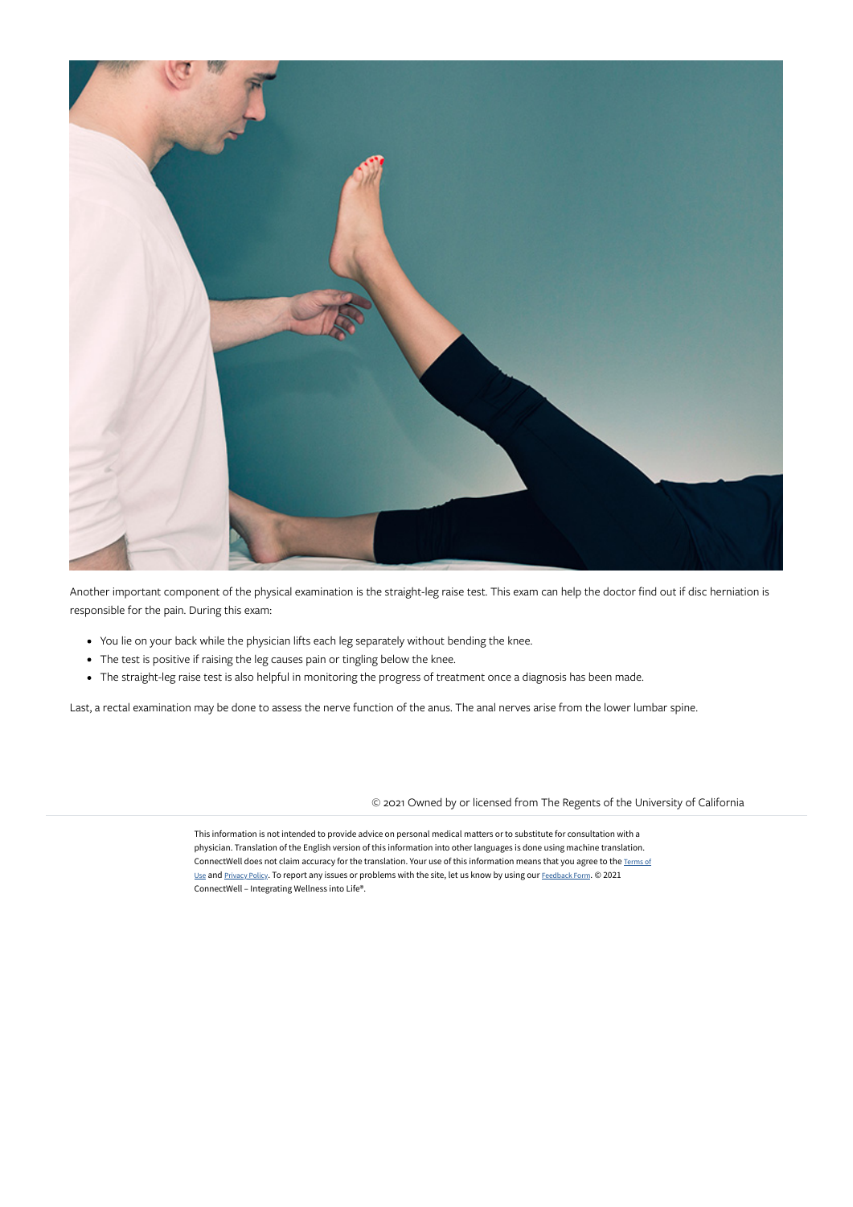Another important component of the physical examination is the straight-leg raise test. This exam can help the doctor find out if disc herniation is responsible for the pain. During this exam:

- You lie on your back while the physician lifts each leg separately without bending the knee.
- The test is positive if raising the leg causes pain or tingling below the knee.
- The straight-leg raise test is also helpful in monitoring the progress of treatment once a diagnosis has been made.

Last, a rectal examination may be done to assess the nerve function of the anus. The anal nerves arise from the lower lumbar spine.

© 2021 Owned by or licensed from The Regents of the University of California

This information is not intended to provide advice on personal medical matters or to substitute for consultation with a physician. Translation of the English version of this information into other languages is done using machine translation. ConnectWell does not claim accuracy for the translation. Your use of this information means that you agree to the Terms of Use and Privacy Policy. To report any issues or problems with the site, let us know by using our Feedback Form. © 2021 ConnectWell – Integrating Wellness into Life®.